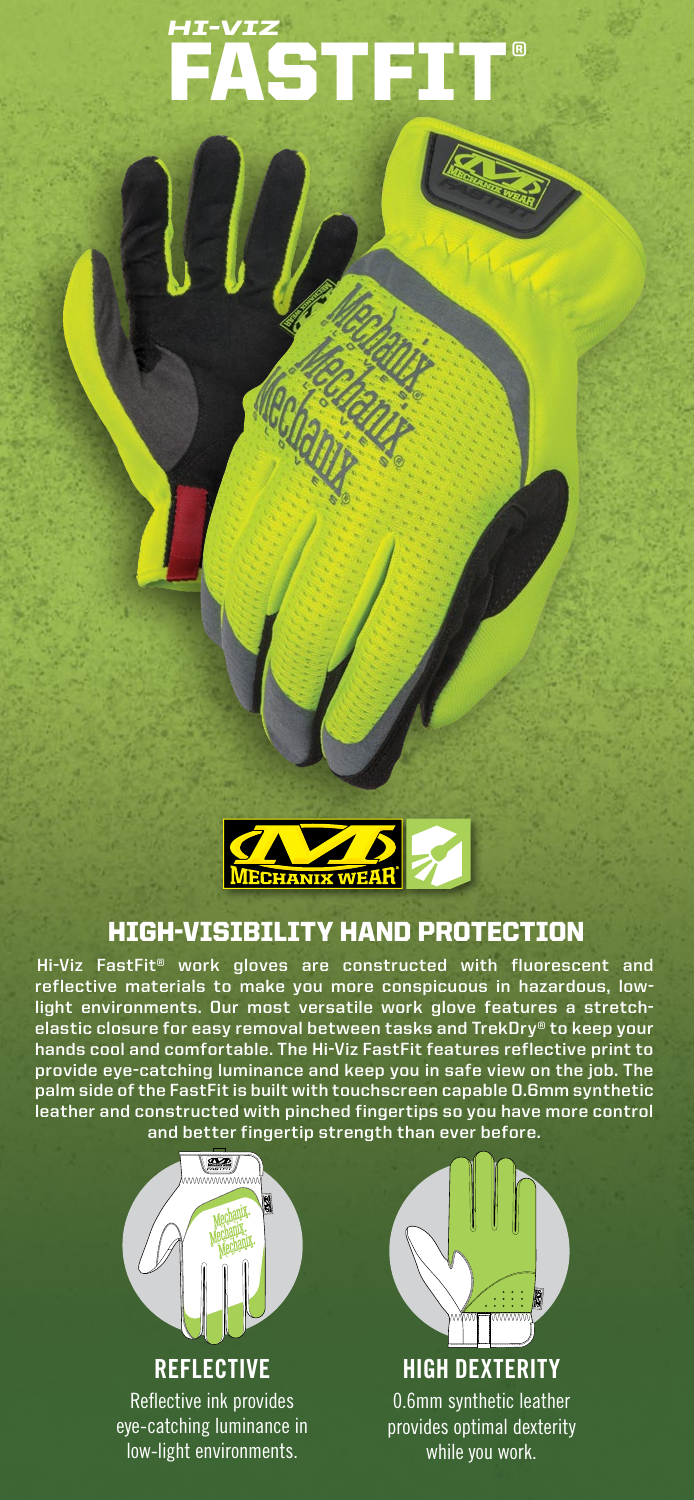# HI-VIZ FASTFIT®

## HIGH-VISIBILITY HAND PROTECTION

Hi-Viz FastFit® work gloves are constructed with fluorescent and reflective materials to make you more conspicuous in hazardous, low-light environments. Our most versatile work glove features a stretch-elastic closure for easy removal between tasks and TrekDry® to keep your hands cool and comfortable. The Hi-Viz FastFit features reflective print to provide eye-catching luminance and keep you in safe view on the job. The palm side of the FastFit is built with touchscreen capable 0.6mm synthetic leather and constructed with pinched fingertips so you have more control and better fingertip strength than ever before.

### REFLECTIVE

Reflective ink provides eye-catching luminance in low-light environments.

### HIGH DEXTERITY

0.6mm synthetic leather provides optimal dexterity while you work.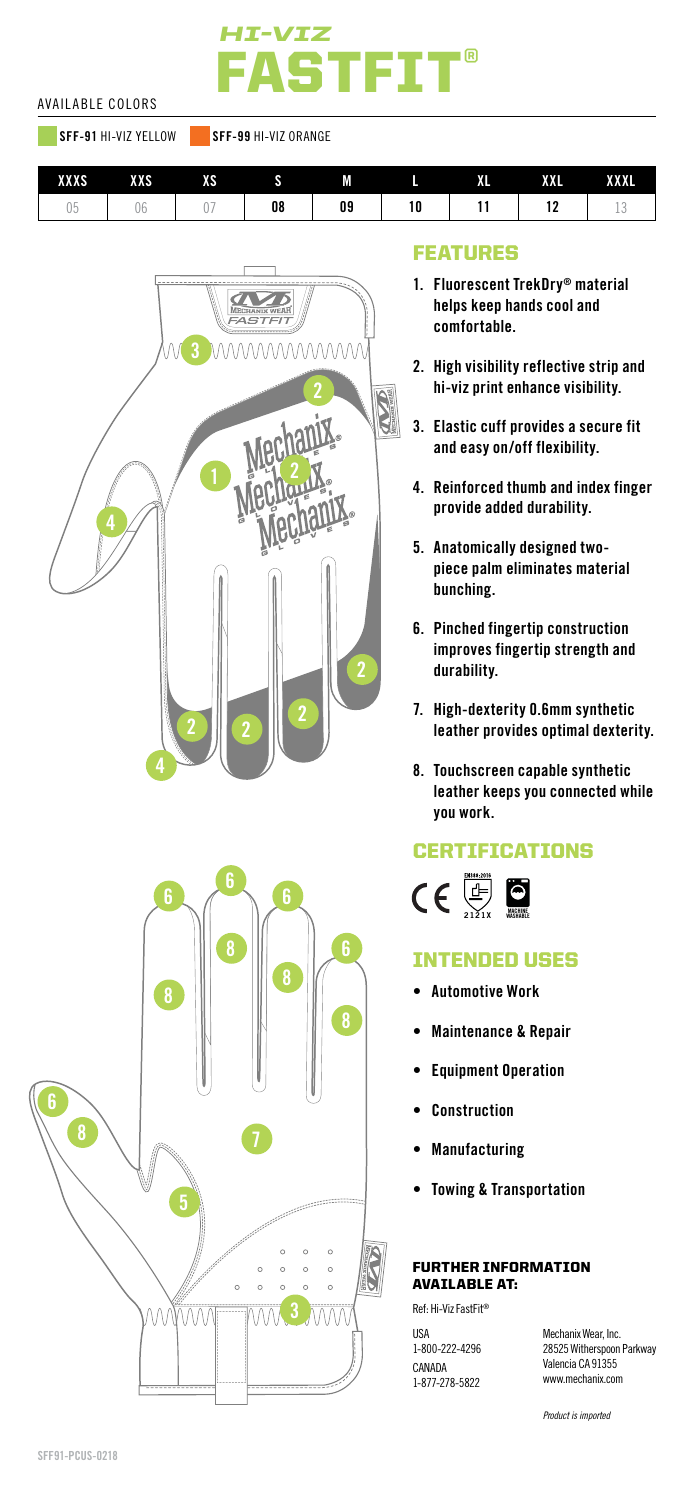# HI-VIZ FASTFIT®

AVAILABLE COLORS

**SFF-91** HI-VIZ YELLOW **SFF-99** HI-VIZ ORANGE

| XXXS | XXS | XS | S | M | L | XL | XXL | XXXL |
|---|---|---|---|---|---|---|---|---|
| 05 | 06 | 07 | **08** | **09** | **10** | **11** | **12** | 13 |

## FEATURES

1. **Fluorescent TrekDry® material helps keep hands cool and comfortable.**
2. **High visibility reflective strip and hi-viz print enhance visibility.**
3. **Elastic cuff provides a secure fit and easy on/off flexibility.**
4. **Reinforced thumb and index finger provide added durability.**
5. **Anatomically designed two-piece palm eliminates material bunching.**
6. **Pinched fingertip construction improves fingertip strength and durability.**
7. **High-dexterity 0.6mm synthetic leather provides optimal dexterity.**
8. **Touchscreen capable synthetic leather keeps you connected while you work.**

## CERTIFICATIONS

EN388:2016 2121X

MACHINE WASHABLE

## INTENDED USES

- **Automotive Work**
- **Maintenance & Repair**
- **Equipment Operation**
- **Construction**
- **Manufacturing**
- **Towing & Transportation**

### FURTHER INFORMATION AVAILABLE AT:

Ref: Hi-Viz FastFit®

USA
1-800-222-4296
CANADA
1-877-278-5822

Mechanix Wear, Inc.
28525 Witherspoon Parkway
Valencia CA 91355
www.mechanix.com

*Product is imported*

SFF91-PCUS-0218